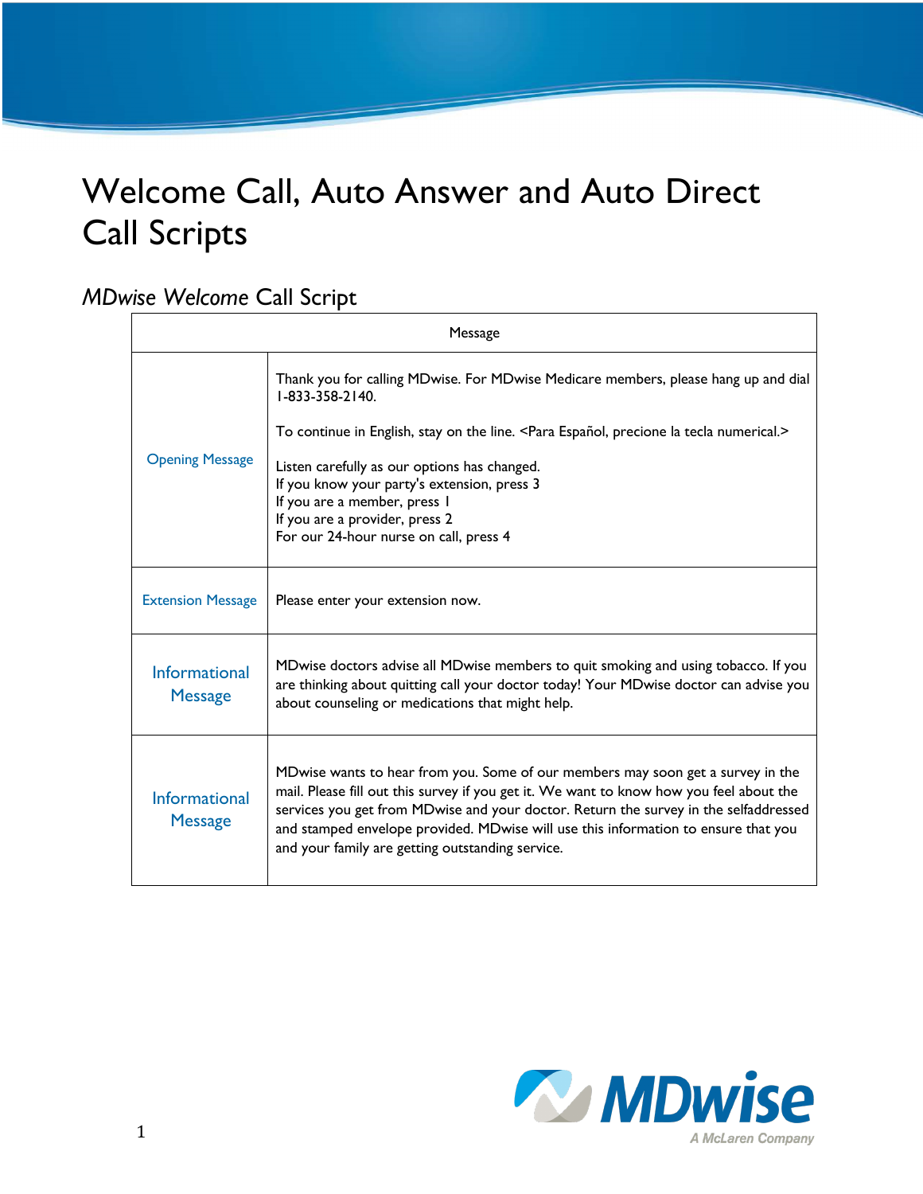# Welcome Call, Auto Answer and Auto Direct Call Scripts

## *MDwise Welcome* Call Script

| Message | |
|---|---|
| Opening Message | Thank you for calling MDwise. For MDwise Medicare members, please hang up and dial 1-833-358-2140.<br><br>To continue in English, stay on the line. <Para Español, precione la tecla numerical.><br><br>Listen carefully as our options has changed.<br>If you know your party's extension, press 3<br>If you are a member, press 1<br>If you are a provider, press 2<br>For our 24-hour nurse on call, press 4 |
| Extension Message | Please enter your extension now. |
| Informational Message | MDwise doctors advise all MDwise members to quit smoking and using tobacco. If you are thinking about quitting call your doctor today! Your MDwise doctor can advise you about counseling or medications that might help. |
| Informational Message | MDwise wants to hear from you. Some of our members may soon get a survey in the mail. Please fill out this survey if you get it. We want to know how you feel about the services you get from MDwise and your doctor. Return the survey in the selfaddressed and stamped envelope provided. MDwise will use this information to ensure that you and your family are getting outstanding service. |

MDwise
A McLaren Company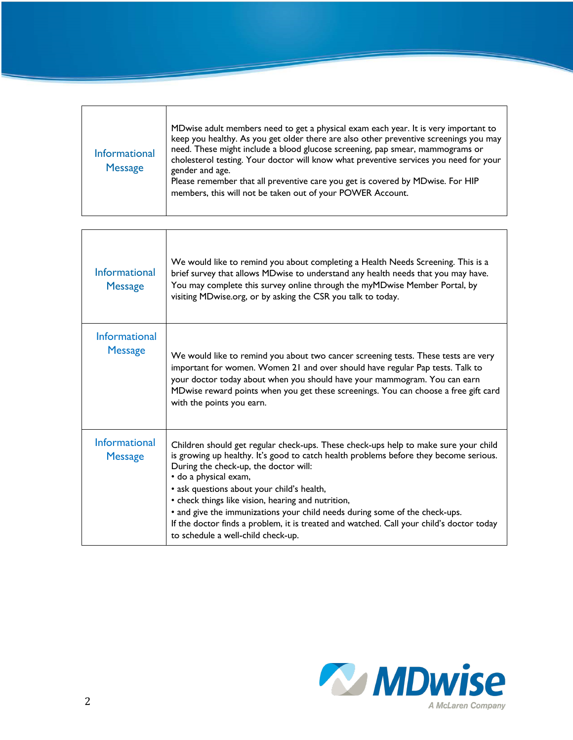| | |
|---|---|
| Informational Message | MDwise adult members need to get a physical exam each year. It is very important to keep you healthy. As you get older there are also other preventive screenings you may need. These might include a blood glucose screening, pap smear, mammograms or cholesterol testing. Your doctor will know what preventive services you need for your gender and age.<br>Please remember that all preventive care you get is covered by MDwise. For HIP members, this will not be taken out of your POWER Account. |

| | |
|---|---|
| Informational Message | We would like to remind you about completing a Health Needs Screening. This is a brief survey that allows MDwise to understand any health needs that you may have. You may complete this survey online through the myMDwise Member Portal, by visiting MDwise.org, or by asking the CSR you talk to today. |
| Informational Message | We would like to remind you about two cancer screening tests. These tests are very important for women. Women 21 and over should have regular Pap tests. Talk to your doctor today about when you should have your mammogram. You can earn MDwise reward points when you get these screenings. You can choose a free gift card with the points you earn. |
| Informational Message | Children should get regular check-ups. These check-ups help to make sure your child is growing up healthy. It's good to catch health problems before they become serious. During the check-up, the doctor will:<br>• do a physical exam,<br>• ask questions about your child's health,<br>• check things like vision, hearing and nutrition,<br>• and give the immunizations your child needs during some of the check-ups.<br>If the doctor finds a problem, it is treated and watched. Call your child's doctor today to schedule a well-child check-up. |

MDwise
A McLaren Company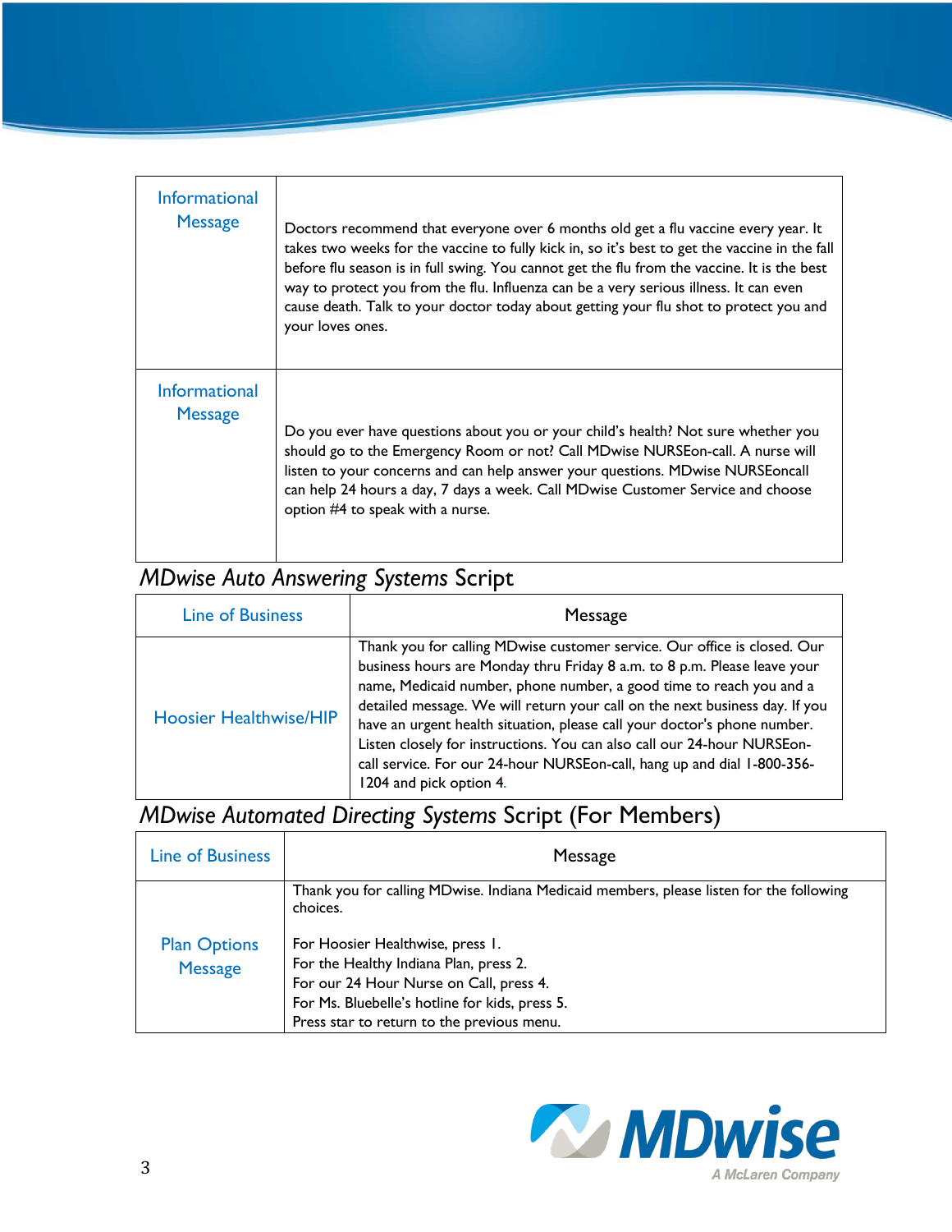| Informational Message | Doctors recommend that everyone over 6 months old get a flu vaccine every year. It takes two weeks for the vaccine to fully kick in, so it's best to get the vaccine in the fall before flu season is in full swing. You cannot get the flu from the vaccine. It is the best way to protect you from the flu. Influenza can be a very serious illness. It can even cause death. Talk to your doctor today about getting your flu shot to protect you and your loves ones. |
|---|---|
| Informational Message | Do you ever have questions about you or your child's health? Not sure whether you should go to the Emergency Room or not? Call MDwise NURSEon-call. A nurse will listen to your concerns and can help answer your questions. MDwise NURSEoncall can help 24 hours a day, 7 days a week. Call MDwise Customer Service and choose option #4 to speak with a nurse. |

## *MDwise Auto Answering Systems* Script

| Line of Business | Message |
|---|---|
| Hoosier Healthwise/HIP | Thank you for calling MDwise customer service. Our office is closed. Our business hours are Monday thru Friday 8 a.m. to 8 p.m. Please leave your name, Medicaid number, phone number, a good time to reach you and a detailed message. We will return your call on the next business day. If you have an urgent health situation, please call your doctor's phone number. Listen closely for instructions. You can also call our 24-hour NURSEon-call service. For our 24-hour NURSEon-call, hang up and dial 1-800-356-1204 and pick option 4. |

## *MDwise Automated Directing Systems* Script (For Members)

| Line of Business | Message |
|---|---|
| Plan Options Message | Thank you for calling MDwise. Indiana Medicaid members, please listen for the following choices.<br><br>For Hoosier Healthwise, press 1.<br>For the Healthy Indiana Plan, press 2.<br>For our 24 Hour Nurse on Call, press 4.<br>For Ms. Bluebelle's hotline for kids, press 5.<br>Press star to return to the previous menu. |

MDwise
A McLaren Company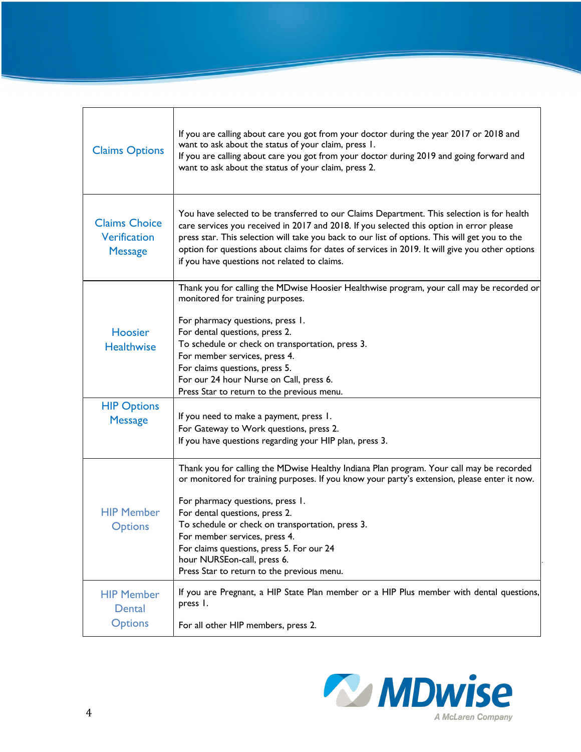| | |
|---|---|
| Claims Options | If you are calling about care you got from your doctor during the year 2017 or 2018 and want to ask about the status of your claim, press 1.<br>If you are calling about care you got from your doctor during 2019 and going forward and want to ask about the status of your claim, press 2. |
| Claims Choice Verification Message | You have selected to be transferred to our Claims Department. This selection is for health care services you received in 2017 and 2018. If you selected this option in error please press star. This selection will take you back to our list of options. This will get you to the option for questions about claims for dates of services in 2019. It will give you other options if you have questions not related to claims. |
| Hoosier Healthwise | Thank you for calling the MDwise Hoosier Healthwise program, your call may be recorded or monitored for training purposes.<br><br>For pharmacy questions, press 1.<br>For dental questions, press 2.<br>To schedule or check on transportation, press 3.<br>For member services, press 4.<br>For claims questions, press 5.<br>For our 24 hour Nurse on Call, press 6.<br>Press Star to return to the previous menu. |
| HIP Options Message | If you need to make a payment, press 1.<br>For Gateway to Work questions, press 2.<br>If you have questions regarding your HIP plan, press 3. |
| HIP Member Options | Thank you for calling the MDwise Healthy Indiana Plan program. Your call may be recorded or monitored for training purposes. If you know your party's extension, please enter it now.<br><br>For pharmacy questions, press 1.<br>For dental questions, press 2.<br>To schedule or check on transportation, press 3.<br>For member services, press 4.<br>For claims questions, press 5. For our 24 hour NURSEon-call, press 6.<br>Press Star to return to the previous menu. |
| HIP Member Dental Options | If you are Pregnant, a HIP State Plan member or a HIP Plus member with dental questions, press 1.<br><br>For all other HIP members, press 2. |

MDwise
A McLaren Company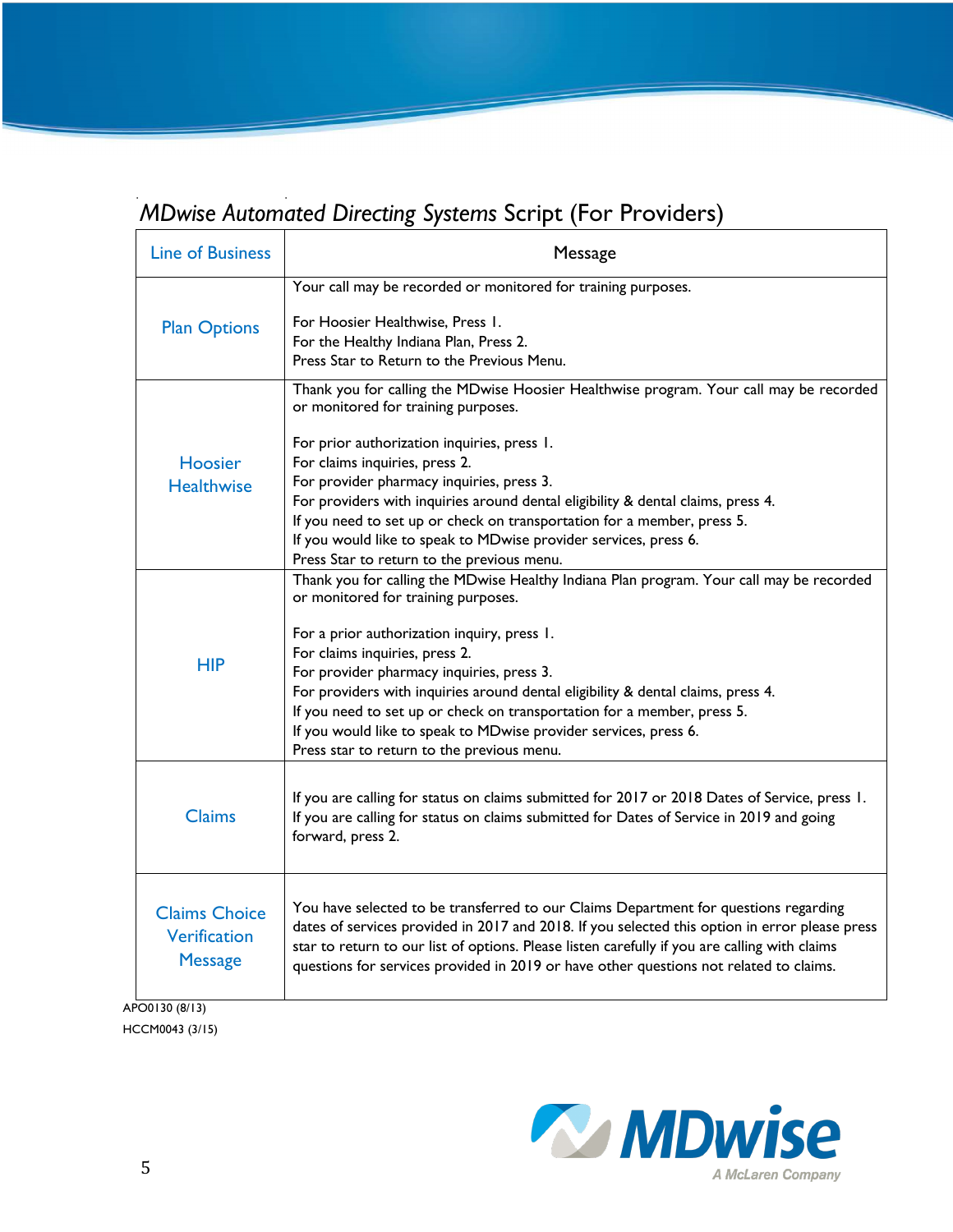## *MDwise Automated Directing Systems* Script (For Providers)

| Line of Business | Message |
|---|---|
| Plan Options | Your call may be recorded or monitored for training purposes.<br><br>For Hoosier Healthwise, Press 1.<br>For the Healthy Indiana Plan, Press 2.<br>Press Star to Return to the Previous Menu. |
| Hoosier Healthwise | Thank you for calling the MDwise Hoosier Healthwise program. Your call may be recorded or monitored for training purposes.<br><br>For prior authorization inquiries, press 1.<br>For claims inquiries, press 2.<br>For provider pharmacy inquiries, press 3.<br>For providers with inquiries around dental eligibility & dental claims, press 4.<br>If you need to set up or check on transportation for a member, press 5.<br>If you would like to speak to MDwise provider services, press 6.<br>Press Star to return to the previous menu. |
| HIP | Thank you for calling the MDwise Healthy Indiana Plan program. Your call may be recorded or monitored for training purposes.<br><br>For a prior authorization inquiry, press 1.<br>For claims inquiries, press 2.<br>For provider pharmacy inquiries, press 3.<br>For providers with inquiries around dental eligibility & dental claims, press 4.<br>If you need to set up or check on transportation for a member, press 5.<br>If you would like to speak to MDwise provider services, press 6.<br>Press star to return to the previous menu. |
| Claims | If you are calling for status on claims submitted for 2017 or 2018 Dates of Service, press 1.<br>If you are calling for status on claims submitted for Dates of Service in 2019 and going forward, press 2. |
| Claims Choice Verification Message | You have selected to be transferred to our Claims Department for questions regarding dates of services provided in 2017 and 2018. If you selected this option in error please press star to return to our list of options. Please listen carefully if you are calling with claims questions for services provided in 2019 or have other questions not related to claims. |

APO0130 (8/13)
HCCM0043 (3/15)

MDwise
A McLaren Company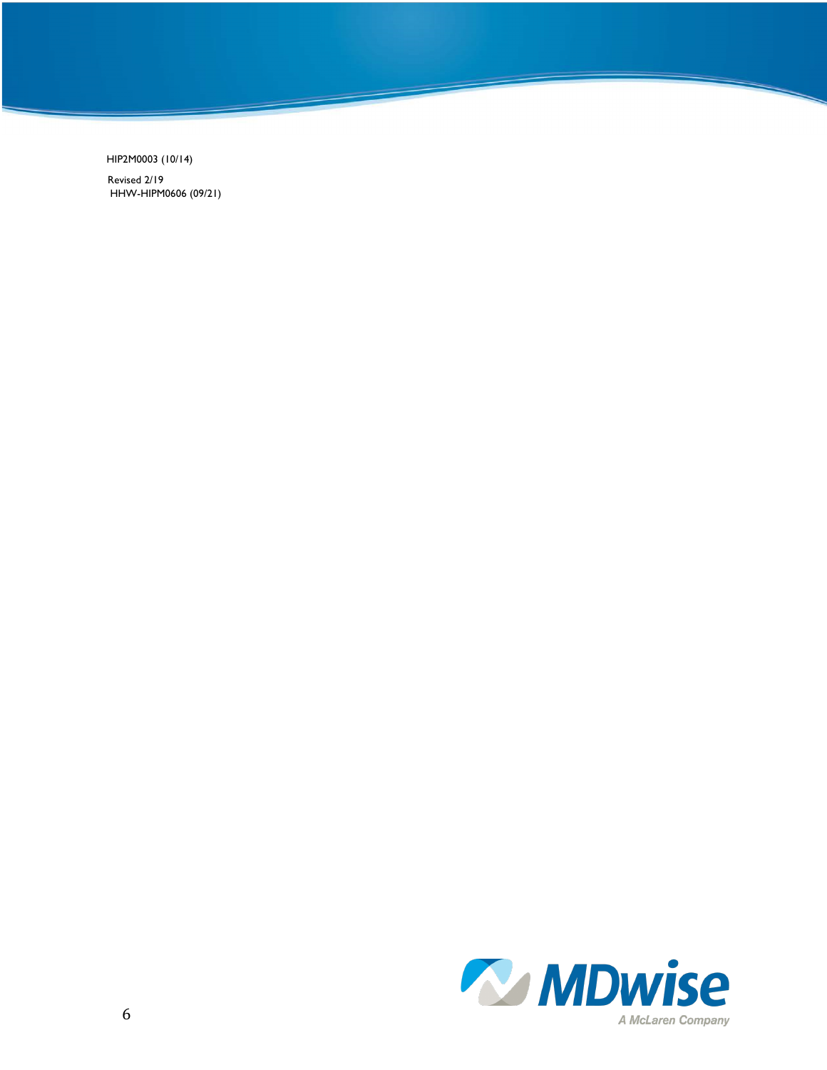HIP2M0003 (10/14)

Revised 2/19

HHW-HIPM0606 (09/21)

MDwise

A McLaren Company